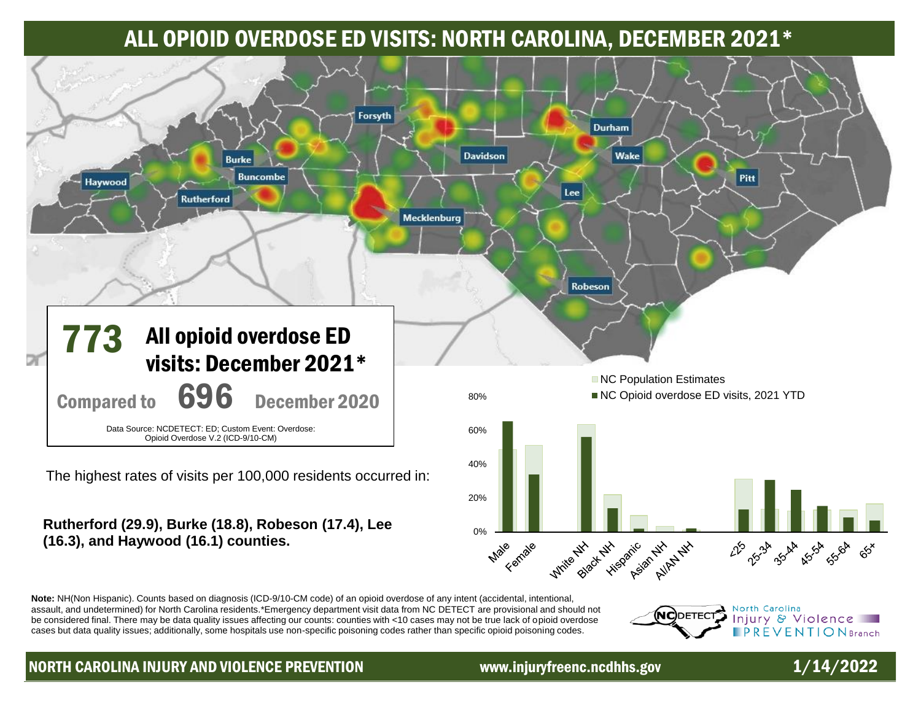# ALL OPIOID OVERDOSE ED VISITS: NORTH CAROLINA, DECEMBER 2021*

Haywood, Burke, Buncombe, Rutherford, Forsyth, Davidson, Mecklenburg, Durham, Wake, Lee, Pitt, Robeson

## 773 All opioid overdose ED visits: December 2021*

**Compared to 696 December 2020**

Data Source: NCDETECT: ED; Custom Event: Overdose: Opioid Overdose V.2 (ICD-9/10-CM)

The highest rates of visits per 100,000 residents occurred in:

**Rutherford (29.9), Burke (18.8), Robeson (17.4), Lee (16.3), and Haywood (16.1) counties.**

- NC Population Estimates
- NC Opioid overdose ED visits, 2021 YTD

| Group | NC Population Estimates | NC Opioid overdose ED visits, 2021 YTD |
|---|---|---|
| Male | ~49% | ~66% |
| Female | ~51% | ~34% |
| White NH | ~64% | ~56% |
| Black NH | ~22% | ~14% |
| Hispanic | ~10% | ~2% |
| Asian NH | ~3% | ~0% |
| AI/AN NH | ~1% | ~2% |
| <25 | ~31% | ~13% |
| 25-34 | ~14% | ~31% |
| 35-44 | ~12% | ~25% |
| 45-54 | ~13% | ~15% |
| 55-64 | ~13% | ~8% |
| 65+ | ~17% | ~7% |

**Note:** NH(Non Hispanic). Counts based on diagnosis (ICD-9/10-CM code) of an opioid overdose of any intent (accidental, intentional, assault, and undetermined) for North Carolina residents.*Emergency department visit data from NC DETECT are provisional and should not be considered final. There may be data quality issues affecting our counts: counties with <10 cases may not be true lack of opioid overdose cases but data quality issues; additionally, some hospitals use non-specific poisoning codes rather than specific opioid poisoning codes.

NC DETECT — North Carolina Injury & Violence PREVENTION Branch

NORTH CAROLINA INJURY AND VIOLENCE PREVENTION www.injuryfreenc.ncdhhs.gov 1/14/2022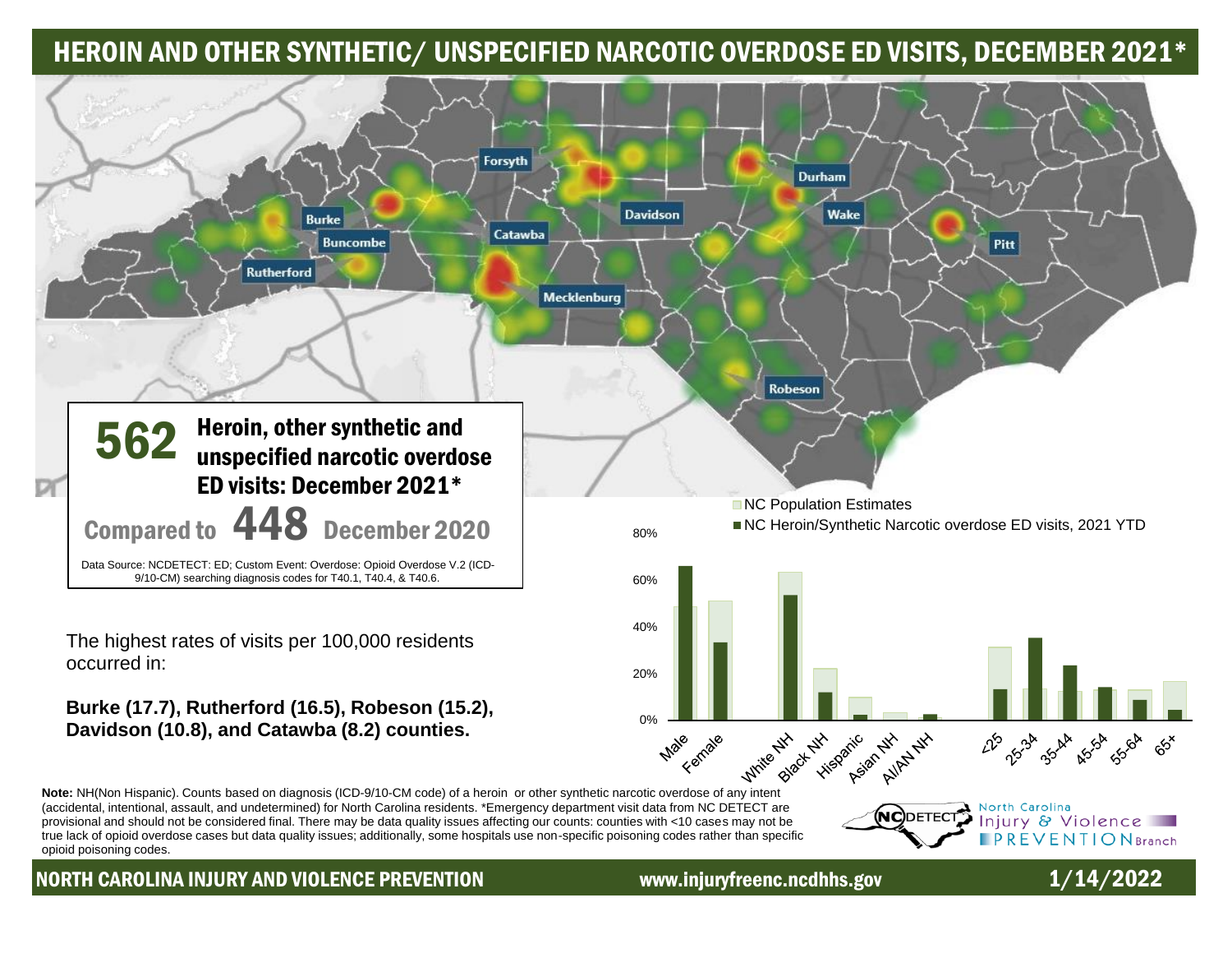# HEROIN AND OTHER SYNTHETIC/ UNSPECIFIED NARCOTIC OVERDOSE ED VISITS, DECEMBER 2021*

Forsyth
Durham
Burke
Davidson
Wake
Buncombe
Catawba
Pitt
Rutherford
Mecklenburg
Robeson

**562** Heroin, other synthetic and unspecified narcotic overdose ED visits: December 2021*

Compared to **448** December 2020

Data Source: NCDETECT: ED; Custom Event: Overdose: Opioid Overdose V.2 (ICD-9/10-CM) searching diagnosis codes for T40.1, T40.4, & T40.6.

The highest rates of visits per 100,000 residents occurred in:

**Burke (17.7), Rutherford (16.5), Robeson (15.2), Davidson (10.8), and Catawba (8.2) counties.**

NC Population Estimates
NC Heroin/Synthetic Narcotic overdose ED visits, 2021 YTD

80%
60%
40%
20%
0%

Male, Female, White NH, Black NH, Hispanic, Asian NH, AI/AN NH, <25, 25-34, 35-44, 45-54, 55-64, 65+

**Note:** NH(Non Hispanic). Counts based on diagnosis (ICD-9/10-CM code) of a heroin or other synthetic narcotic overdose of any intent (accidental, intentional, assault, and undetermined) for North Carolina residents. *Emergency department visit data from NC DETECT are provisional and should not be considered final. There may be data quality issues affecting our counts: counties with <10 cases may not be true lack of opioid overdose cases but data quality issues; additionally, some hospitals use non-specific poisoning codes rather than specific opioid poisoning codes.

NORTH CAROLINA INJURY AND VIOLENCE PREVENTION   www.injuryfreenc.ncdhhs.gov   1/14/2022